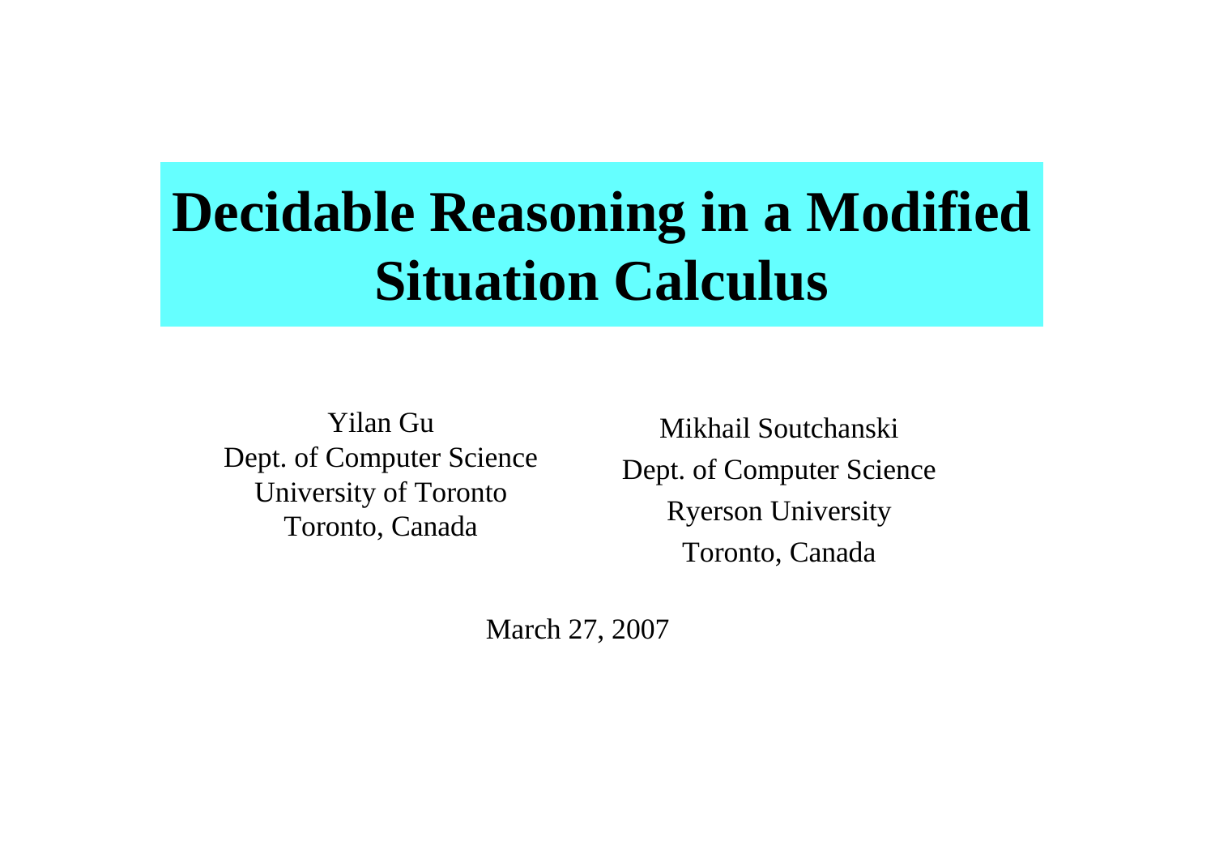# Decidable Reasoning in a Modified Situation Calculus

Yilan Gu
Dept. of Computer Science
University of Toronto
Toronto, Canada

Mikhail Soutchanski
Dept. of Computer Science
Ryerson University
Toronto, Canada

March 27, 2007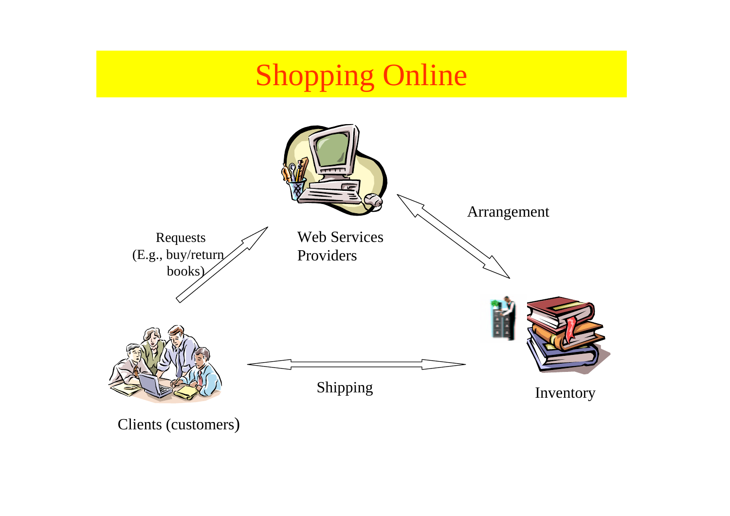# Shopping Online

Web Services Providers

Requests (E.g., buy/return books)

Arrangement

Clients (customers)

Shipping

Inventory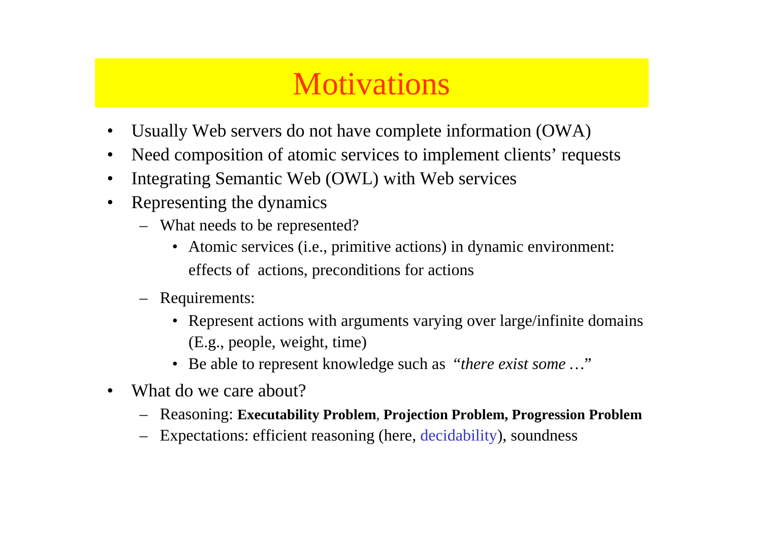# Motivations

- Usually Web servers do not have complete information (OWA)
- Need composition of atomic services to implement clients' requests
- Integrating Semantic Web (OWL) with Web services
- Representing the dynamics
  - What needs to be represented?
    - Atomic services (i.e., primitive actions) in dynamic environment: effects of actions, preconditions for actions
  - Requirements:
    - Represent actions with arguments varying over large/infinite domains (E.g., people, weight, time)
    - Be able to represent knowledge such as "*there exist some …*"
- What do we care about?
  - Reasoning: **Executability Problem**, **Projection Problem, Progression Problem**
  - Expectations: efficient reasoning (here, decidability), soundness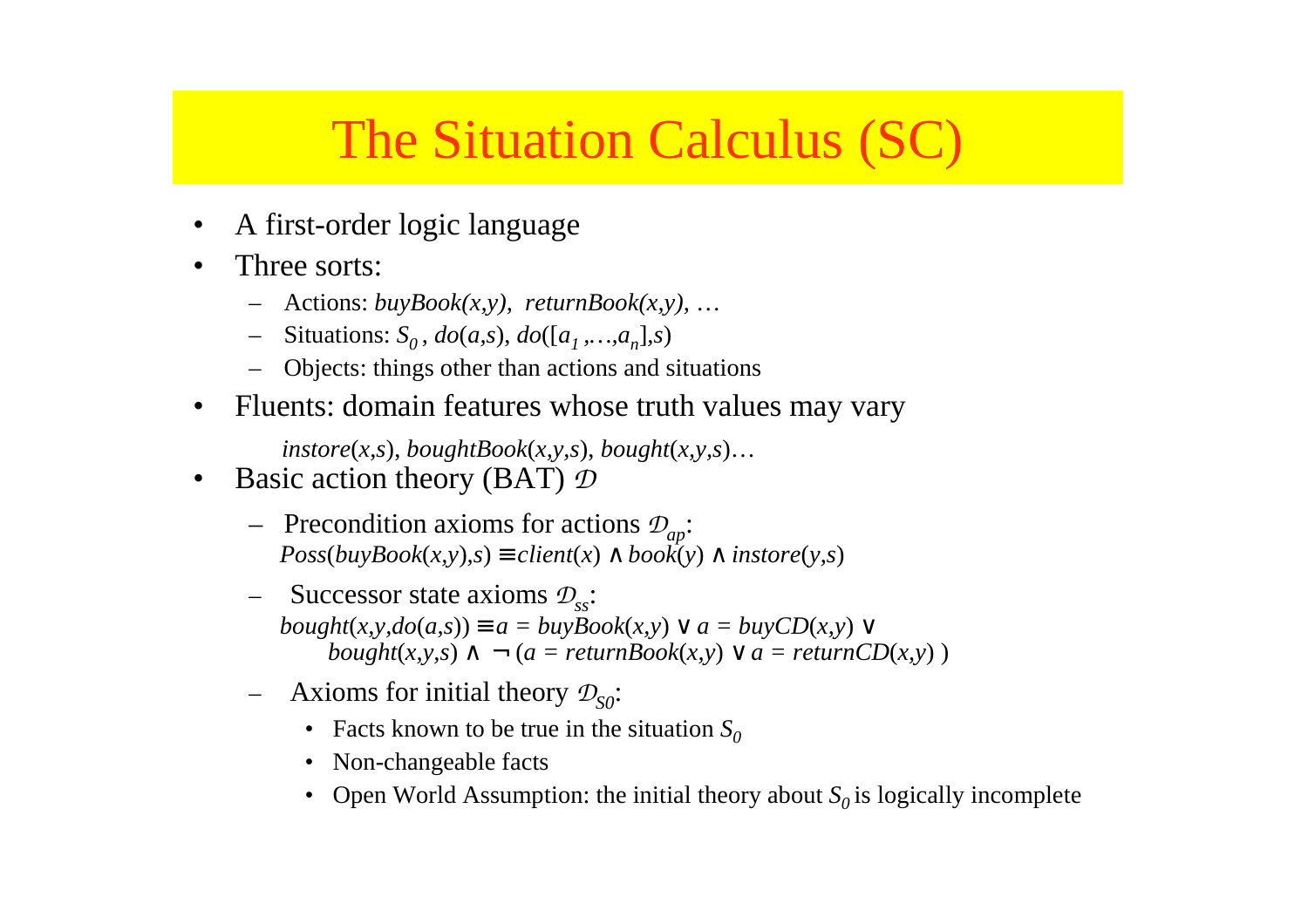# The Situation Calculus (SC)

- A first-order logic language
- Three sorts:
  - Actions: *buyBook(x,y), returnBook(x,y)*, …
  - Situations: $S_0$, $do(a,s)$, $do([a_1,\ldots,a_n],s)$
  - Objects: things other than actions and situations
- Fluents: domain features whose truth values may vary

  $instore(x,s)$, $boughtBook(x,y,s)$, $bought(x,y,s)$…
- Basic action theory (BAT) $\mathcal{D}$
  - Precondition axioms for actions $\mathcal{D}_{ap}$:
    $Poss(buyBook(x,y),s) \equiv client(x) \wedge book(y) \wedge instore(y,s)$
  - Successor state axioms $\mathcal{D}_{ss}$:
    $bought(x,y,do(a,s)) \equiv a = buyBook(x,y) \vee a = buyCD(x,y) \vee$
    $bought(x,y,s) \wedge \neg (a = returnBook(x,y) \vee a = returnCD(x,y))$
  - Axioms for initial theory $\mathcal{D}_{S0}$:
    - Facts known to be true in the situation $S_0$
    - Non-changeable facts
    - Open World Assumption: the initial theory about $S_0$ is logically incomplete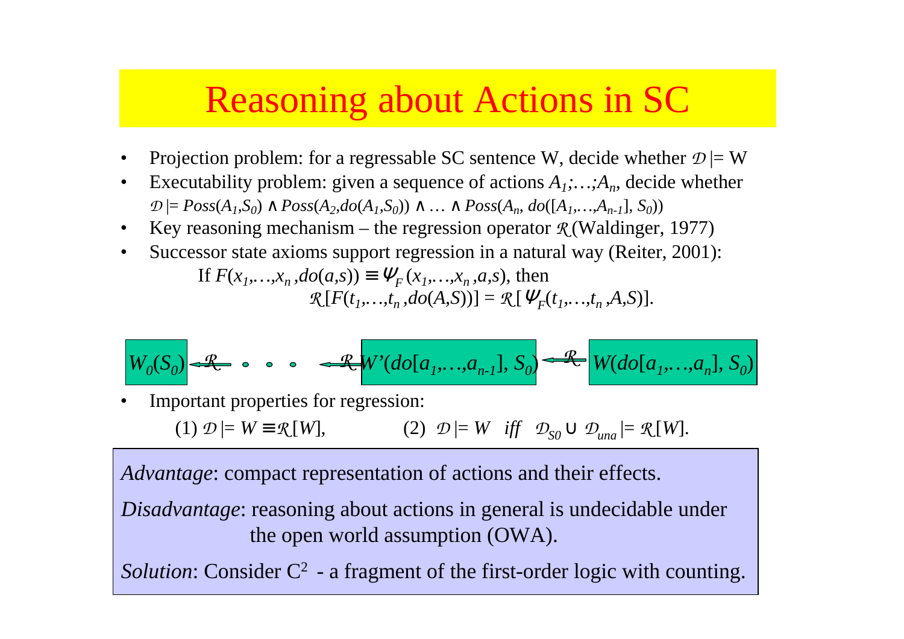# Reasoning about Actions in SC

- Projection problem: for a regressable SC sentence W, decide whether $\mathcal{D} \models W$
- Executability problem: given a sequence of actions $A_1;\ldots;A_n$, decide whether $\mathcal{D} \models Poss(A_1,S_0) \wedge Poss(A_2,do(A_1,S_0)) \wedge \ldots \wedge Poss(A_n, do([A_1,\ldots,A_{n-1}], S_0))$
- Key reasoning mechanism – the regression operator $\mathcal{R}$ (Waldinger, 1977)
- Successor state axioms support regression in a natural way (Reiter, 2001):

  If $F(x_1,\ldots,x_n,do(a,s)) \equiv \Psi_F(x_1,\ldots,x_n,a,s)$, then

  $$\mathcal{R}[F(t_1,\ldots,t_n,do(A,S))] = \mathcal{R}[\Psi_F(t_1,\ldots,t_n,A,S)].$$

$W_0(S_0) \xleftarrow{\mathcal{R}} \cdots \xleftarrow{\mathcal{R}} W'(do[a_1,\ldots,a_{n-1}], S_0) \xleftarrow{\mathcal{R}} W(do[a_1,\ldots,a_n], S_0)$

- Important properties for regression:

  (1) $\mathcal{D} \models W \equiv \mathcal{R}[W]$, (2) $\mathcal{D} \models W$ *iff* $\mathcal{D}_{S0} \cup \mathcal{D}_{una} \models \mathcal{R}[W]$.

*Advantage*: compact representation of actions and their effects.

*Disadvantage*: reasoning about actions in general is undecidable under the open world assumption (OWA).

*Solution*: Consider $C^2$ - a fragment of the first-order logic with counting.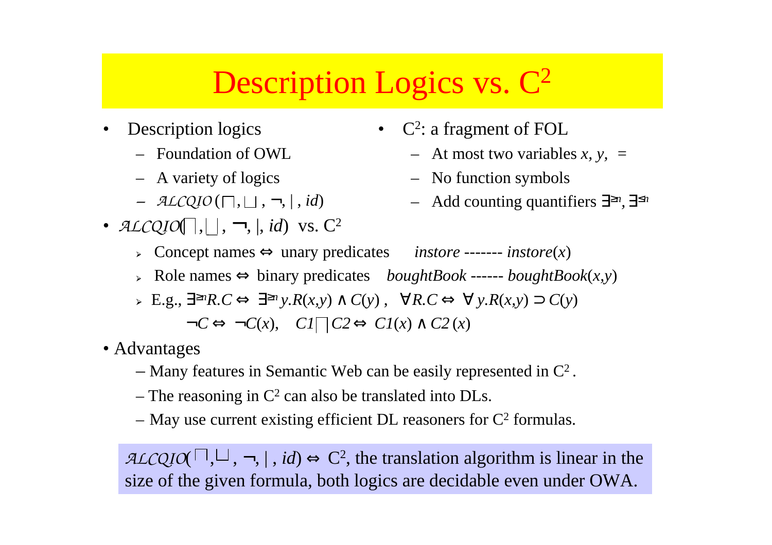# Description Logics vs. $C^2$

- Description logics
  - Foundation of OWL
  - A variety of logics
  - $\mathcal{ALCQIO}$ ($\sqcap, \sqcup, \neg, |, id$)
- $C^2$: a fragment of FOL
  - At most two variables $x, y$, $=$
  - No function symbols
  - Add counting quantifiers $\exists^{\geq n}, \exists^{\leq n}$
- $\mathcal{ALCQIO}$($\sqcap, \sqcup, \neg, |, id$) vs. $C^2$
  - Concept names $\Leftrightarrow$ unary predicates  *instore* ------- *instore*($x$)
  - Role names $\Leftrightarrow$ binary predicates  *boughtBook* ------ *boughtBook*($x$,$y$)
  - E.g., $\exists^{\geq n}R.C \Leftrightarrow \exists^{\geq n} y.R(x,y) \wedge C(y)$,  $\forall R.C \Leftrightarrow \forall y.R(x,y) \supset C(y)$

    $\neg C \Leftrightarrow \neg C(x)$,  $C1 \sqcap C2 \Leftrightarrow C1(x) \wedge C2(x)$
- Advantages
  - Many features in Semantic Web can be easily represented in $C^2$.
  - The reasoning in $C^2$ can also be translated into DLs.
  - May use current existing efficient DL reasoners for $C^2$ formulas.

$\mathcal{ALCQIO}$($\sqcap, \sqcup, \neg, |, id$) $\Leftrightarrow$ $C^2$, the translation algorithm is linear in the size of the given formula, both logics are decidable even under OWA.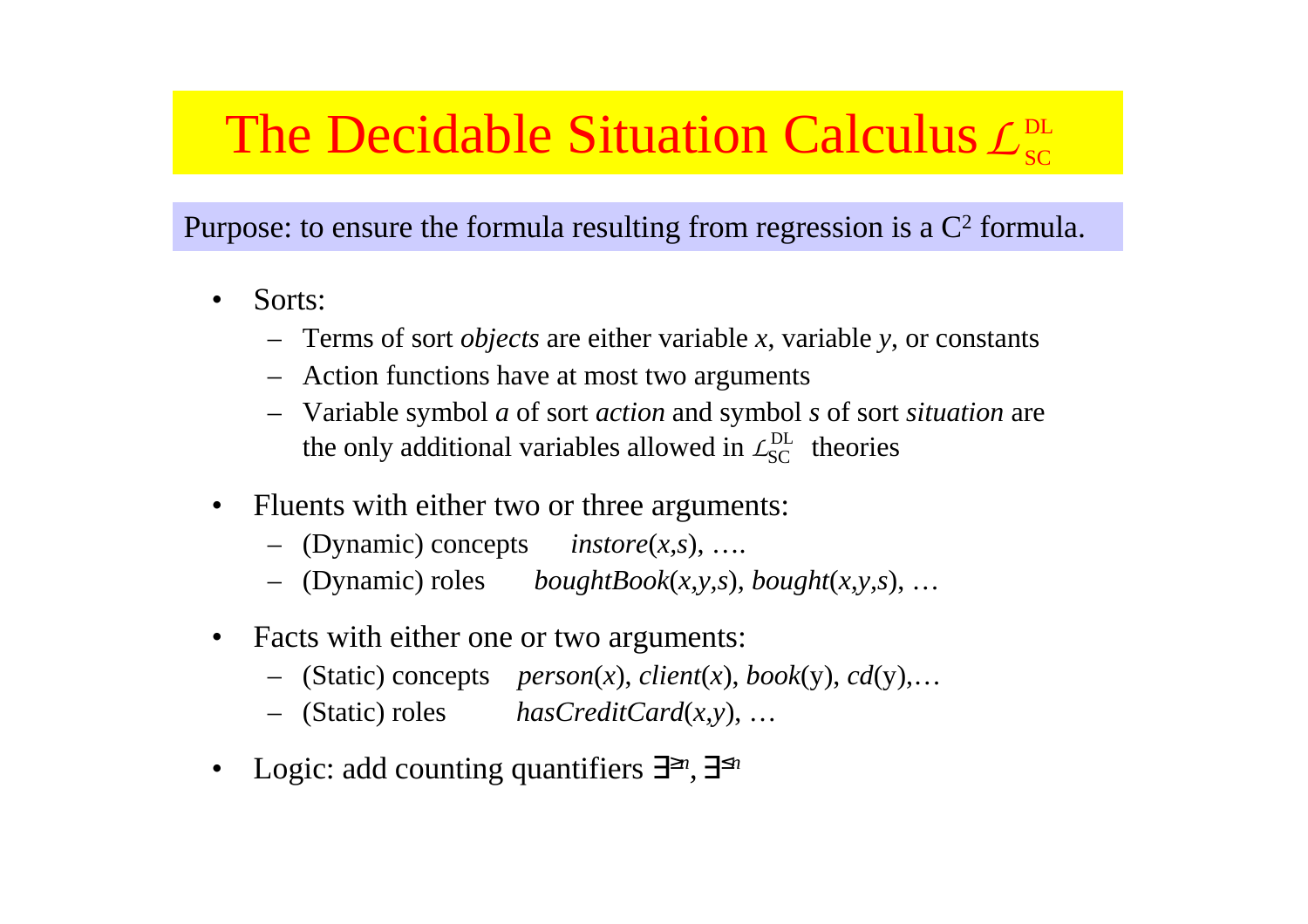# The Decidable Situation Calculus $\mathcal{L}_{SC}^{DL}$

Purpose: to ensure the formula resulting from regression is a $C^2$ formula.

- Sorts:
  - Terms of sort *objects* are either variable *x*, variable *y*, or constants
  - Action functions have at most two arguments
  - Variable symbol *a* of sort *action* and symbol *s* of sort *situation* are the only additional variables allowed in $\mathcal{L}_{SC}^{DL}$ theories
- Fluents with either two or three arguments:
  - (Dynamic) concepts    *instore*(*x*,*s*), ….
  - (Dynamic) roles    *boughtBook*(*x*,*y*,*s*), *bought*(*x*,*y*,*s*), …
- Facts with either one or two arguments:
  - (Static) concepts    *person*(*x*), *client*(*x*), *book*(y), *cd*(y),…
  - (Static) roles    *hasCreditCard*(*x*,*y*), …
- Logic: add counting quantifiers $\exists^{\geq n}$, $\exists^{\leq n}$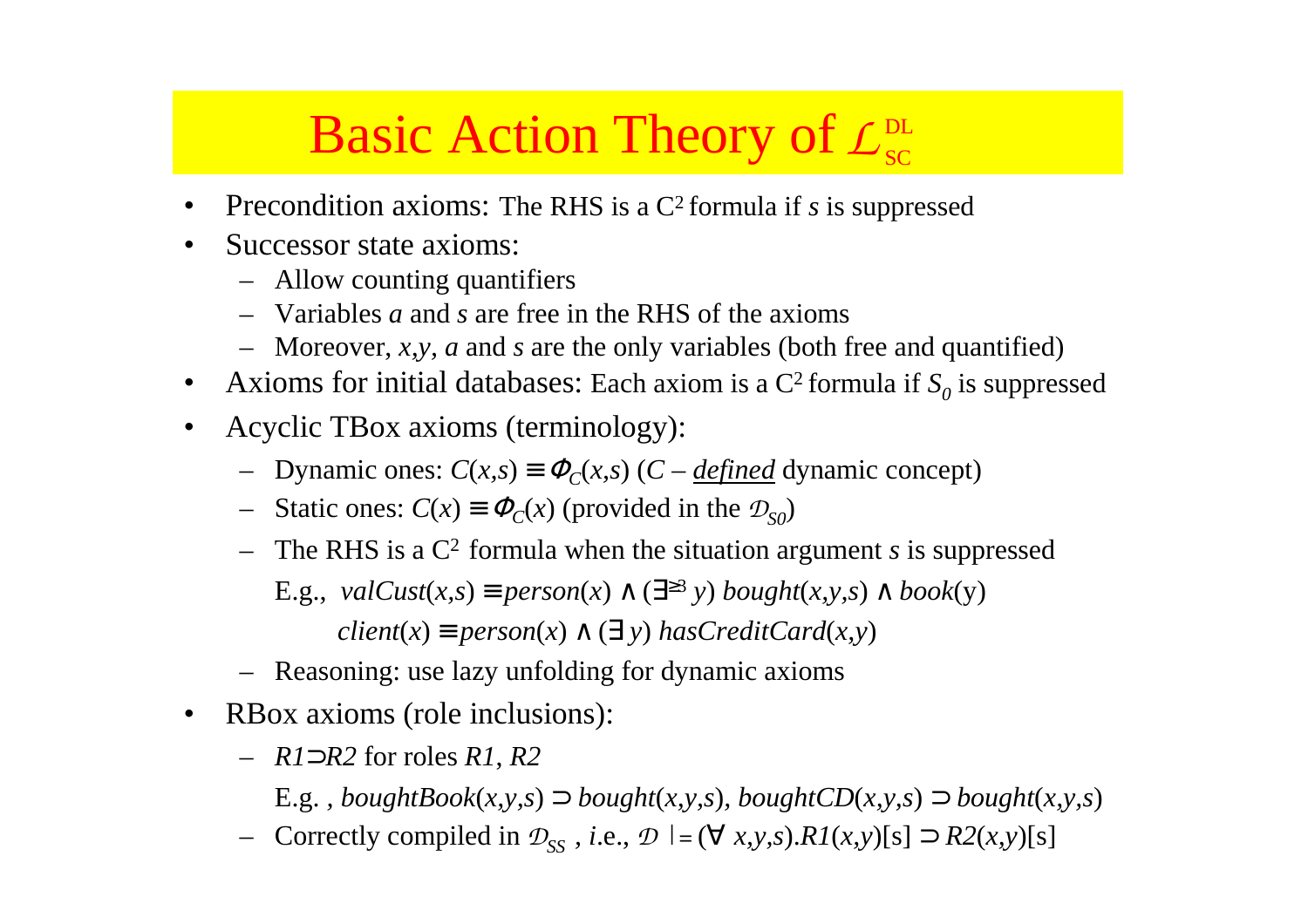# Basic Action Theory of $\mathcal{L}_{SC}^{DL}$

- Precondition axioms: The RHS is a $C^2$ formula if *s* is suppressed
- Successor state axioms:
  - Allow counting quantifiers
  - Variables *a* and *s* are free in the RHS of the axioms
  - Moreover, *x,y, a* and *s* are the only variables (both free and quantified)
- Axioms for initial databases: Each axiom is a $C^2$ formula if $S_0$ is suppressed
- Acyclic TBox axioms (terminology):
  - Dynamic ones: $C(x,s) \equiv \Phi_C(x,s)$ (*C* – *defined* dynamic concept)
  - Static ones: $C(x) \equiv \Phi_C(x)$ (provided in the $\mathcal{D}_{S0}$)
  - The RHS is a $C^2$ formula when the situation argument *s* is suppressed

    E.g., $valCust(x,s) \equiv person(x) \wedge (\exists^{\geq 3} y)\ bought(x,y,s) \wedge book(y)$

    $client(x) \equiv person(x) \wedge (\exists\, y)\ hasCreditCard(x,y)$
  - Reasoning: use lazy unfolding for dynamic axioms
- RBox axioms (role inclusions):
  - $R1 \supset R2$ for roles $R1$, $R2$

    E.g. , $boughtBook(x,y,s) \supset bought(x,y,s)$, $boughtCD(x,y,s) \supset bought(x,y,s)$
  - Correctly compiled in $\mathcal{D}_{SS}$ , *i*.e., $\mathcal{D} \models (\forall\ x,y,s).R1(x,y)[s] \supset R2(x,y)[s]$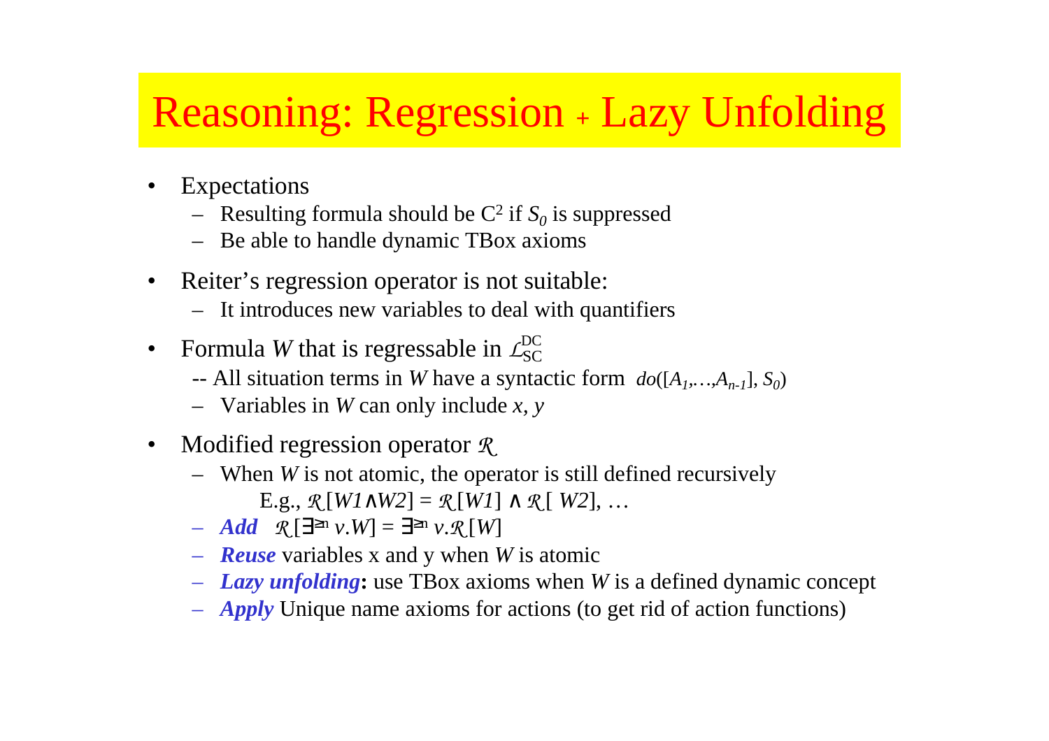# Reasoning: Regression + Lazy Unfolding

- Expectations
  - Resulting formula should be $C^2$ if $S_0$ is suppressed
  - Be able to handle dynamic TBox axioms
- Reiter's regression operator is not suitable:
  - It introduces new variables to deal with quantifiers
- Formula *W* that is regressable in $\mathcal{L}_{SC}^{DC}$
  - -- All situation terms in *W* have a syntactic form $do([A_1,\ldots,A_{n-1}], S_0)$
  - Variables in *W* can only include *x, y*
- Modified regression operator $\mathcal{R}$
  - When *W* is not atomic, the operator is still defined recursively
    E.g., $\mathcal{R}[W1 \wedge W2] = \mathcal{R}[W1] \wedge \mathcal{R}[W2]$, …
  - ***Add*** $\mathcal{R}[\exists^{\geq n} v.W] = \exists^{\geq n} v.\mathcal{R}[W]$
  - ***Reuse*** variables x and y when *W* is atomic
  - ***Lazy unfolding*****:** use TBox axioms when *W* is a defined dynamic concept
  - ***Apply*** Unique name axioms for actions (to get rid of action functions)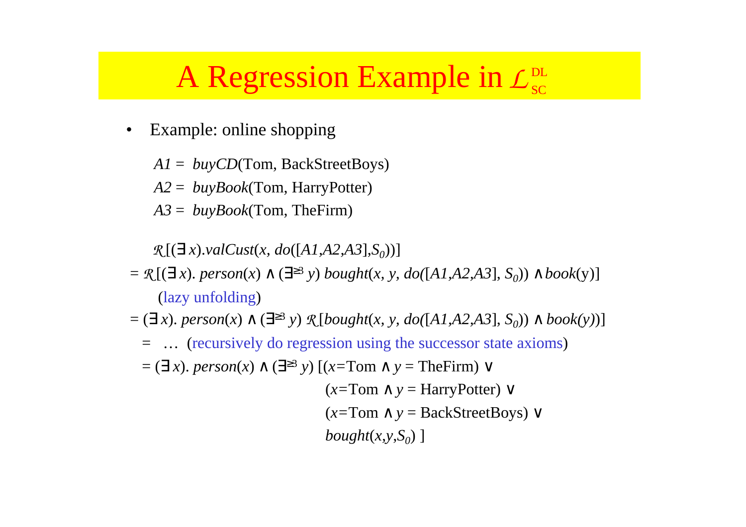# A Regression Example in $\mathcal{L}_{SC}^{DL}$

- Example: online shopping

$A1 =$ *buyCD*(Tom, BackStreetBoys)

$A2 =$ *buyBook*(Tom, HarryPotter)

$A3 =$ *buyBook*(Tom, TheFirm)

$\mathcal{R}[(\exists x).valCust(x, do([A1,A2,A3],S_0))]$

$= \mathcal{R}[(\exists x).\ person(x) \land (\exists^{\geq 3} y)\ bought(x, y, do([A1,A2,A3], S_0)) \land book(y)]$

(lazy unfolding)

$= (\exists x).\ person(x) \land (\exists^{\geq 3} y)\ \mathcal{R}[bought(x, y, do([A1,A2,A3], S_0)) \land book(y))]$

$=$ … (recursively do regression using the successor state axioms)

$= (\exists x).\ person(x) \land (\exists^{\geq 3} y)\ [(x\text{=Tom} \land y = \text{TheFirm}) \lor$
$(x\text{=Tom} \land y = \text{HarryPotter}) \lor$
$(x\text{=Tom} \land y = \text{BackStreetBoys}) \lor$
$bought(x,y,S_0)\ ]$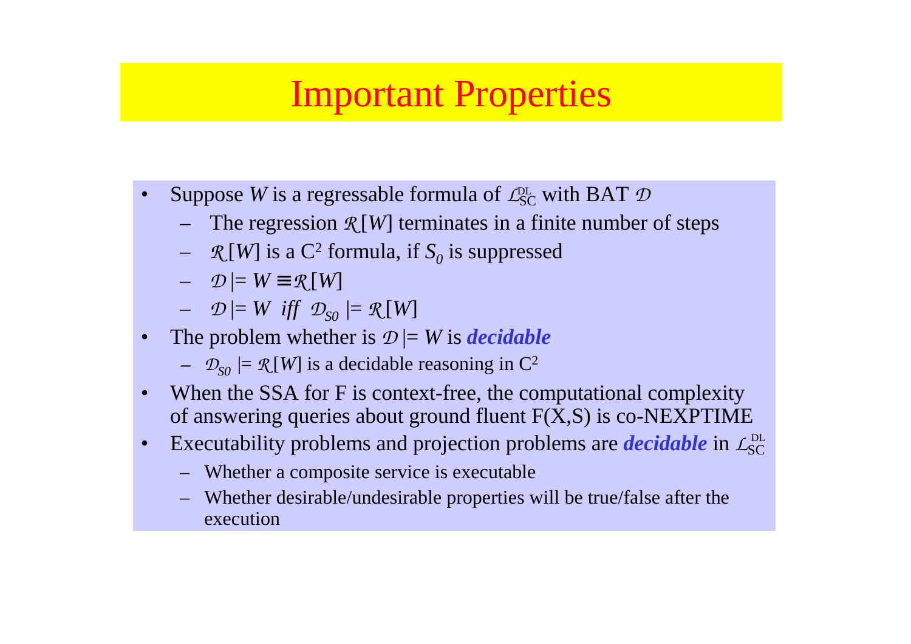# Important Properties

- Suppose $W$ is a regressable formula of $\mathcal{L}_{SC}^{DL}$ with BAT $\mathcal{D}$
  - The regression $\mathcal{R}[W]$ terminates in a finite number of steps
  - $\mathcal{R}[W]$ is a $C^2$ formula, if $S_0$ is suppressed
  - $\mathcal{D} \models W \equiv \mathcal{R}[W]$
  - $\mathcal{D} \models W$ *iff* $\mathcal{D}_{S0} \models \mathcal{R}[W]$
- The problem whether is $\mathcal{D} \models W$ is ***decidable***
  - $\mathcal{D}_{S0} \models \mathcal{R}[W]$ is a decidable reasoning in $C^2$
- When the SSA for F is context-free, the computational complexity of answering queries about ground fluent F(X,S) is co-NEXPTIME
- Executability problems and projection problems are ***decidable*** in $\mathcal{L}_{SC}^{DL}$
  - Whether a composite service is executable
  - Whether desirable/undesirable properties will be true/false after the execution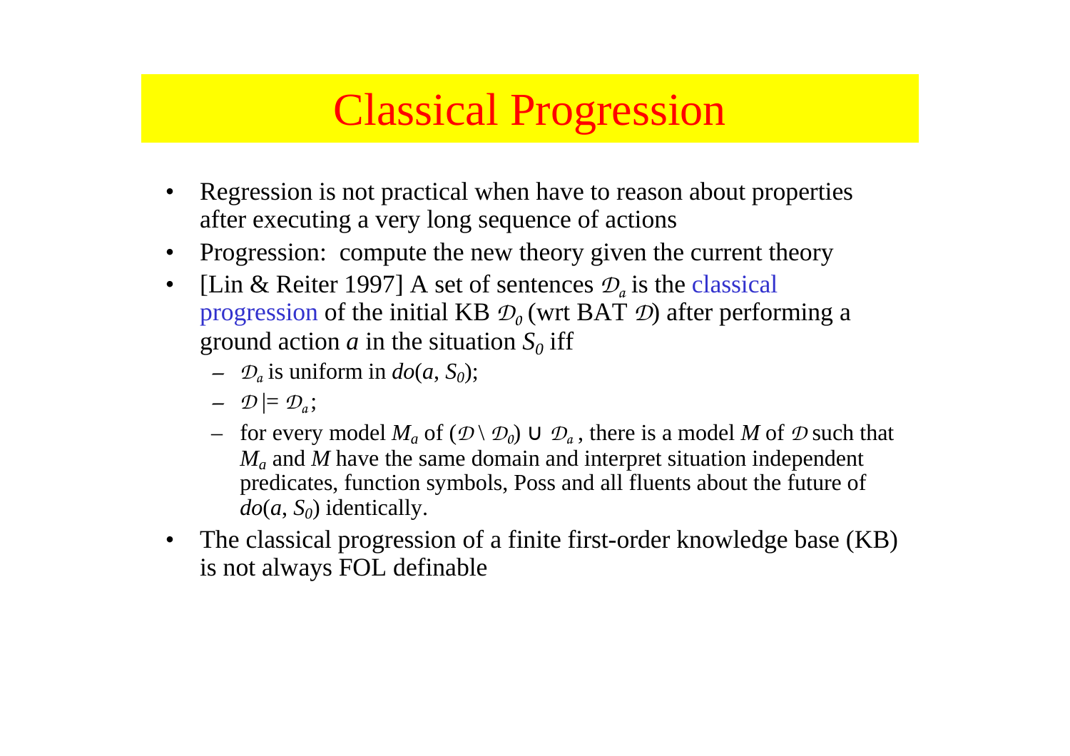# Classical Progression

- Regression is not practical when have to reason about properties after executing a very long sequence of actions
- Progression: compute the new theory given the current theory
- [Lin & Reiter 1997] A set of sentences $\mathcal{D}_a$ is the classical progression of the initial KB $\mathcal{D}_0$ (wrt BAT $\mathcal{D}$) after performing a ground action $a$ in the situation $S_0$ iff
  - $\mathcal{D}_a$ is uniform in $do(a, S_0)$;
  - $\mathcal{D} \models \mathcal{D}_a$;
  - for every model $M_a$ of $(\mathcal{D} \setminus \mathcal{D}_0) \cup \mathcal{D}_a$, there is a model $M$ of $\mathcal{D}$ such that $M_a$ and $M$ have the same domain and interpret situation independent predicates, function symbols, Poss and all fluents about the future of $do(a, S_0)$ identically.
- The classical progression of a finite first-order knowledge base (KB) is not always FOL definable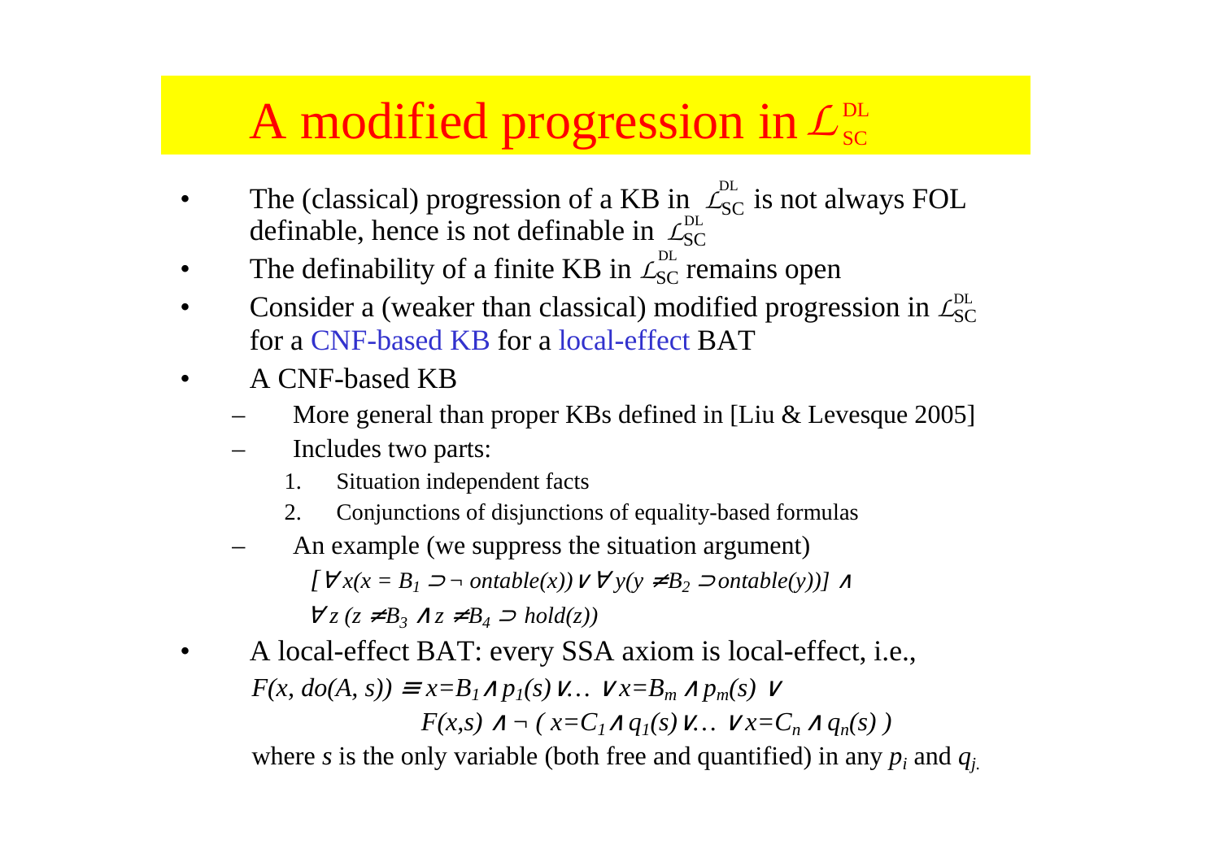# A modified progression in $\mathcal{L}_{SC}^{DL}$

- The (classical) progression of a KB in $\mathcal{L}_{SC}^{DL}$ is not always FOL definable, hence is not definable in $\mathcal{L}_{SC}^{DL}$
- The definability of a finite KB in $\mathcal{L}_{SC}^{DL}$ remains open
- Consider a (weaker than classical) modified progression in $\mathcal{L}_{SC}^{DL}$ for a CNF-based KB for a local-effect BAT
- A CNF-based KB
  - More general than proper KBs defined in [Liu & Levesque 2005]
  - Includes two parts:
    1. Situation independent facts
    2. Conjunctions of disjunctions of equality-based formulas
  - An example (we suppress the situation argument)

    $[\forall x(x = B_1 \supset \neg\, ontable(x)) \vee \forall y(y \neq B_2 \supset ontable(y))] \wedge$

    $\forall z\, (z \neq B_3 \wedge z \neq B_4 \supset hold(z))$
- A local-effect BAT: every SSA axiom is local-effect, i.e.,

  $F(x, do(A, s)) \equiv x{=}B_1 \wedge p_1(s) \vee \ldots \vee x{=}B_m \wedge p_m(s) \vee$

  $F(x,s) \wedge \neg\, ( x{=}C_1 \wedge q_1(s) \vee \ldots \vee x{=}C_n \wedge q_n(s) )$

  where $s$ is the only variable (both free and quantified) in any $p_i$ and $q_j$.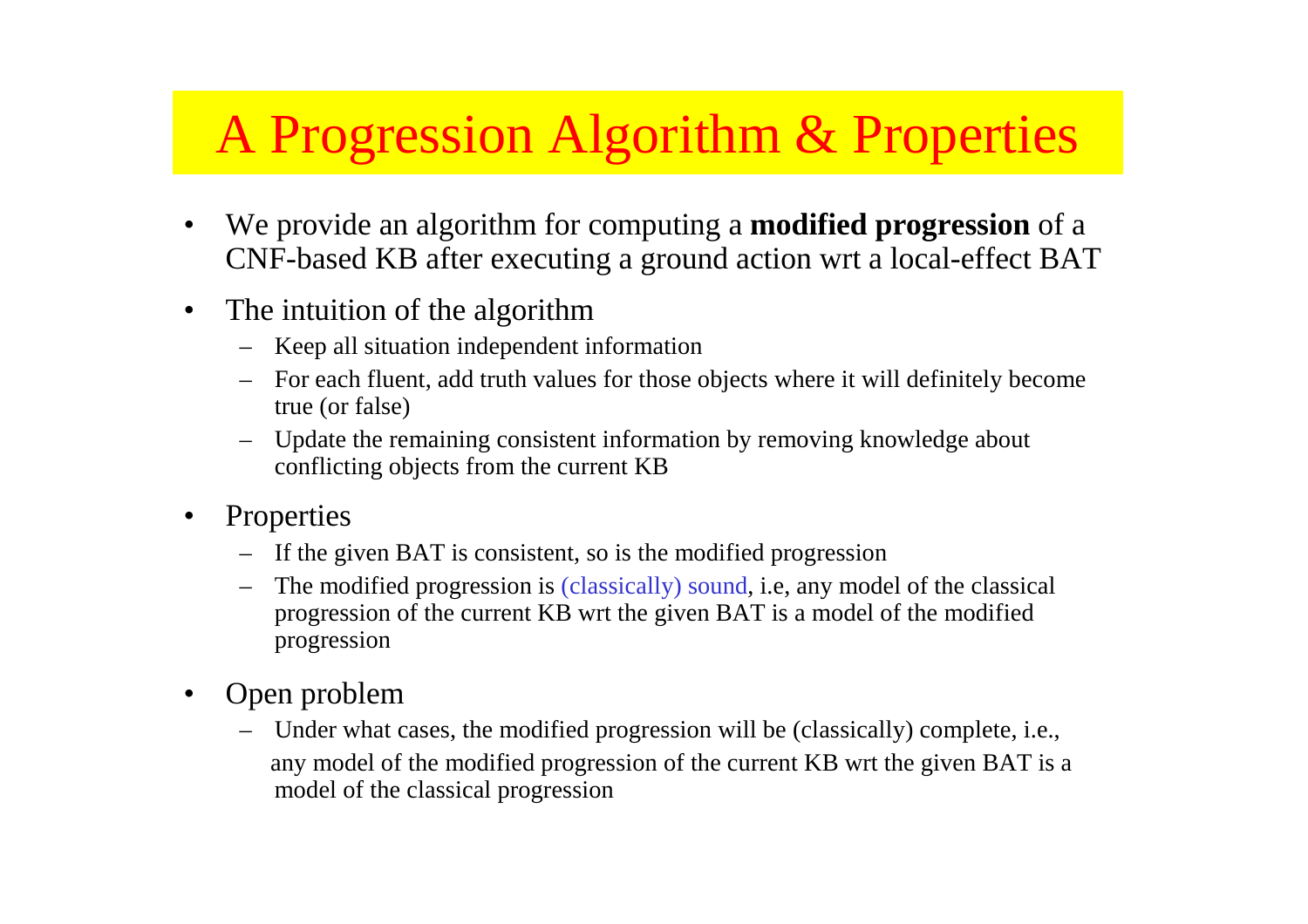# A Progression Algorithm & Properties

- We provide an algorithm for computing a **modified progression** of a CNF-based KB after executing a ground action wrt a local-effect BAT
- The intuition of the algorithm
  - Keep all situation independent information
  - For each fluent, add truth values for those objects where it will definitely become true (or false)
  - Update the remaining consistent information by removing knowledge about conflicting objects from the current KB
- Properties
  - If the given BAT is consistent, so is the modified progression
  - The modified progression is (classically) sound, i.e, any model of the classical progression of the current KB wrt the given BAT is a model of the modified progression
- Open problem
  - Under what cases, the modified progression will be (classically) complete, i.e., any model of the modified progression of the current KB wrt the given BAT is a model of the classical progression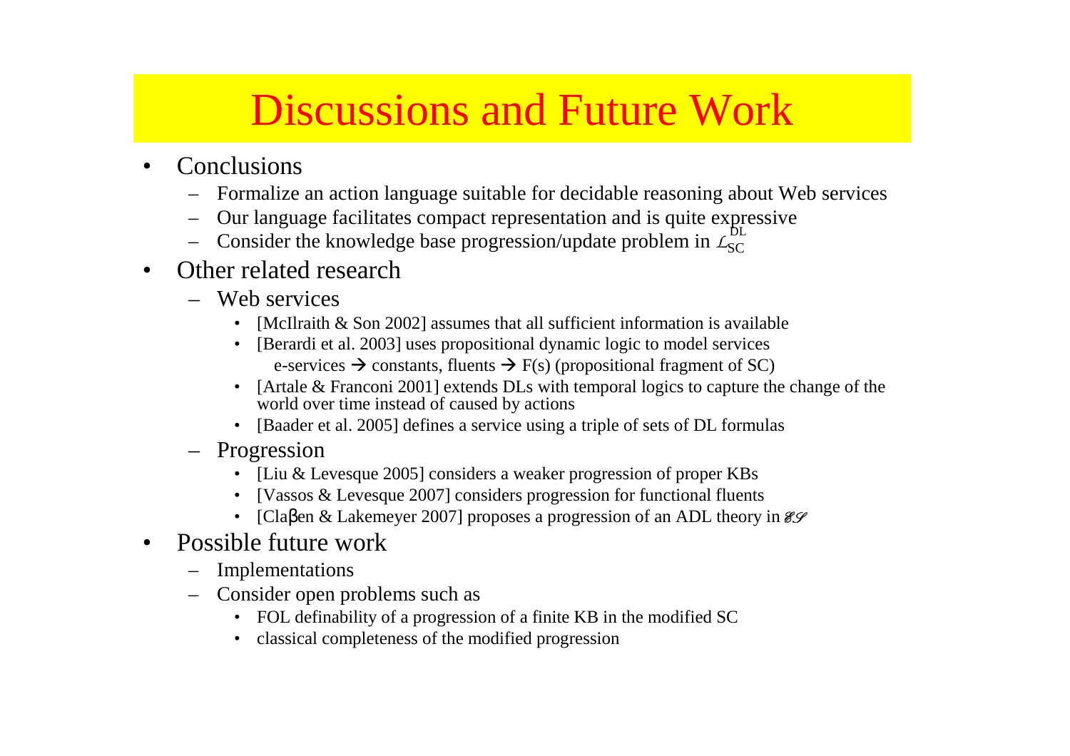# Discussions and Future Work

- Conclusions
  - Formalize an action language suitable for decidable reasoning about Web services
  - Our language facilitates compact representation and is quite expressive
  - Consider the knowledge base progression/update problem in $\mathcal{L}_{SC}^{DL}$
- Other related research
  - Web services
    - [McIlraith & Son 2002] assumes that all sufficient information is available
    - [Berardi et al. 2003] uses propositional dynamic logic to model services
      e-services → constants, fluents → F(s) (propositional fragment of SC)
    - [Artale & Franconi 2001] extends DLs with temporal logics to capture the change of the world over time instead of caused by actions
    - [Baader et al. 2005] defines a service using a triple of sets of DL formulas
  - Progression
    - [Liu & Levesque 2005] considers a weaker progression of proper KBs
    - [Vassos & Levesque 2007] considers progression for functional fluents
    - [Claβen & Lakemeyer 2007] proposes a progression of an ADL theory in $\mathcal{ES}$
- Possible future work
  - Implementations
  - Consider open problems such as
    - FOL definability of a progression of a finite KB in the modified SC
    - classical completeness of the modified progression